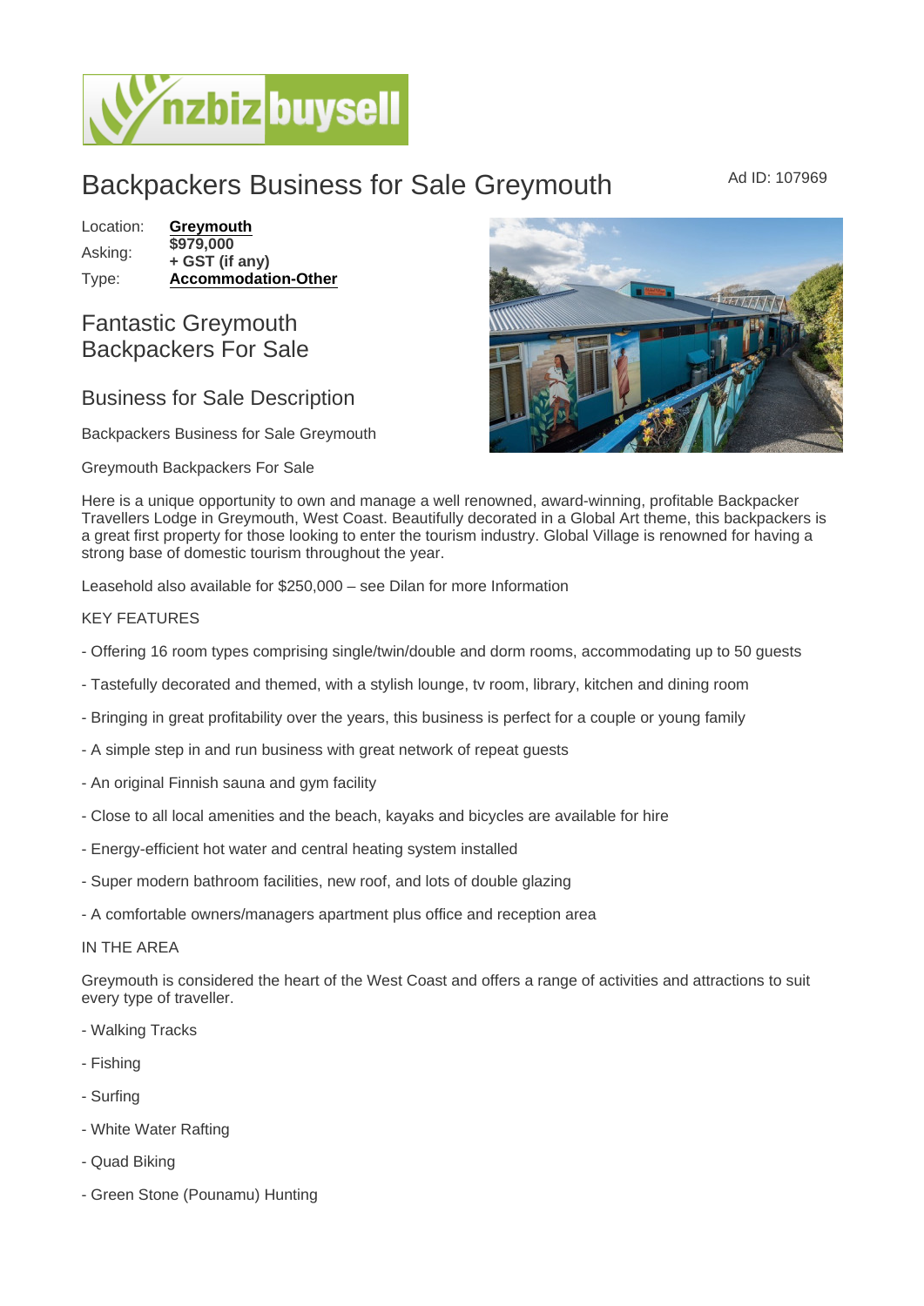# Backpackers Business for Sale Greymouth

Ad ID: 107969

| Location: | Greymouth |
|---|---|
| Asking: | $979,000 + GST (if any) |
| Type: | Accommodation-Other |

## Fantastic Greymouth Backpackers For Sale

### Business for Sale Description

Backpackers Business for Sale Greymouth

Greymouth Backpackers For Sale

Here is a unique opportunity to own and manage a well renowned, award-winning, profitable Backpacker Travellers Lodge in Greymouth, West Coast. Beautifully decorated in a Global Art theme, this backpackers is a great first property for those looking to enter the tourism industry. Global Village is renowned for having a strong base of domestic tourism throughout the year.

Leasehold also available for $250,000 – see Dilan for more Information

KEY FEATURES

- Offering 16 room types comprising single/twin/double and dorm rooms, accommodating up to 50 guests

- Tastefully decorated and themed, with a stylish lounge, tv room, library, kitchen and dining room

- Bringing in great profitability over the years, this business is perfect for a couple or young family

- A simple step in and run business with great network of repeat guests

- An original Finnish sauna and gym facility

- Close to all local amenities and the beach, kayaks and bicycles are available for hire

- Energy-efficient hot water and central heating system installed

- Super modern bathroom facilities, new roof, and lots of double glazing

- A comfortable owners/managers apartment plus office and reception area

IN THE AREA

Greymouth is considered the heart of the West Coast and offers a range of activities and attractions to suit every type of traveller.

- Walking Tracks

- Fishing

- Surfing

- White Water Rafting

- Quad Biking

- Green Stone (Pounamu) Hunting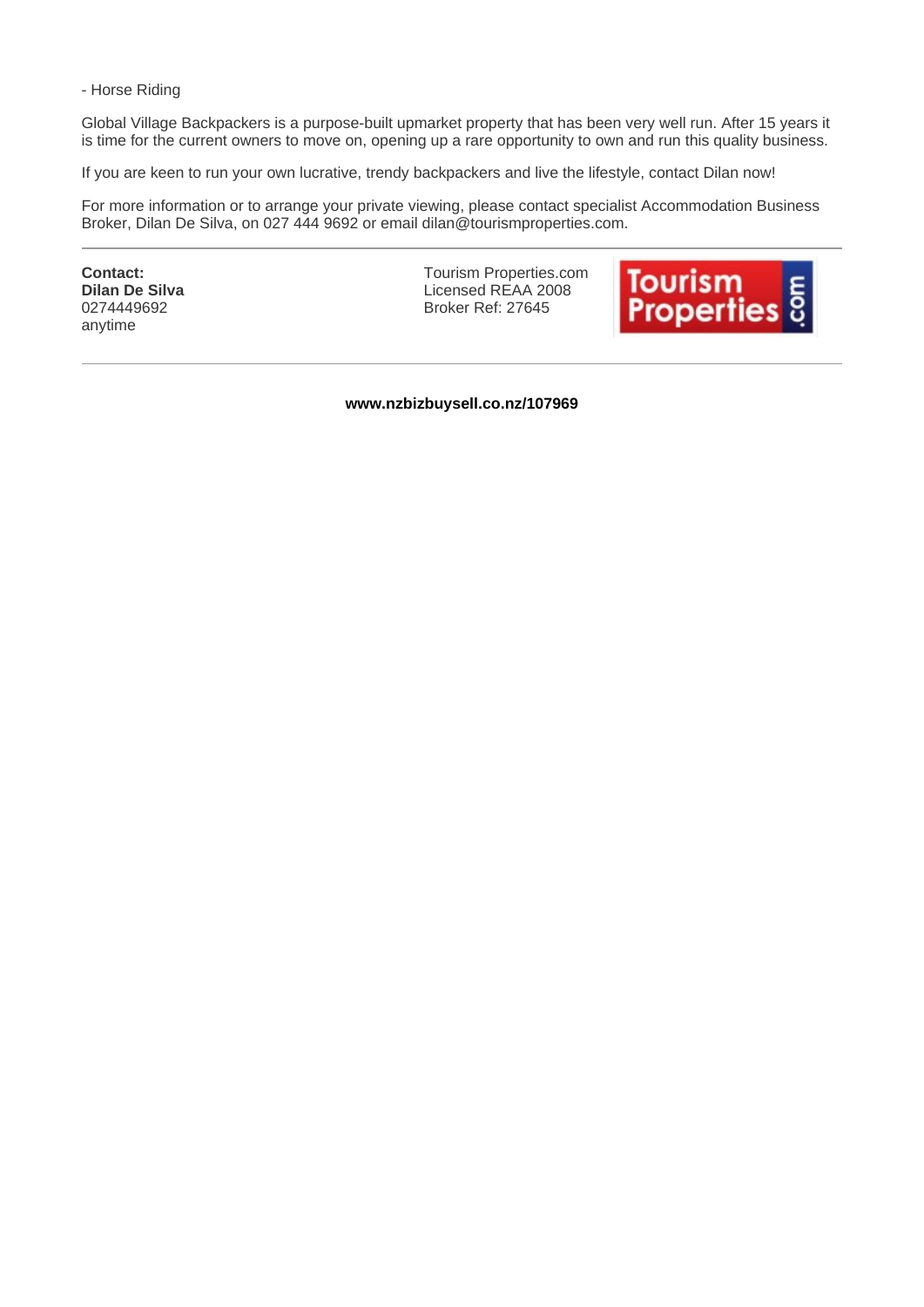- Horse Riding

Global Village Backpackers is a purpose-built upmarket property that has been very well run. After 15 years it is time for the current owners to move on, opening up a rare opportunity to own and run this quality business.

If you are keen to run your own lucrative, trendy backpackers and live the lifestyle, contact Dilan now!

For more information or to arrange your private viewing, please contact specialist Accommodation Business Broker, Dilan De Silva, on 027 444 9692 or email dilan@tourismproperties.com.

---

**Contact:**
**Dilan De Silva**
0274449692
anytime

Tourism Properties.com
Licensed REAA 2008
Broker Ref: 27645

Tourism Properties .com

---

**www.nzbizbuysell.co.nz/107969**